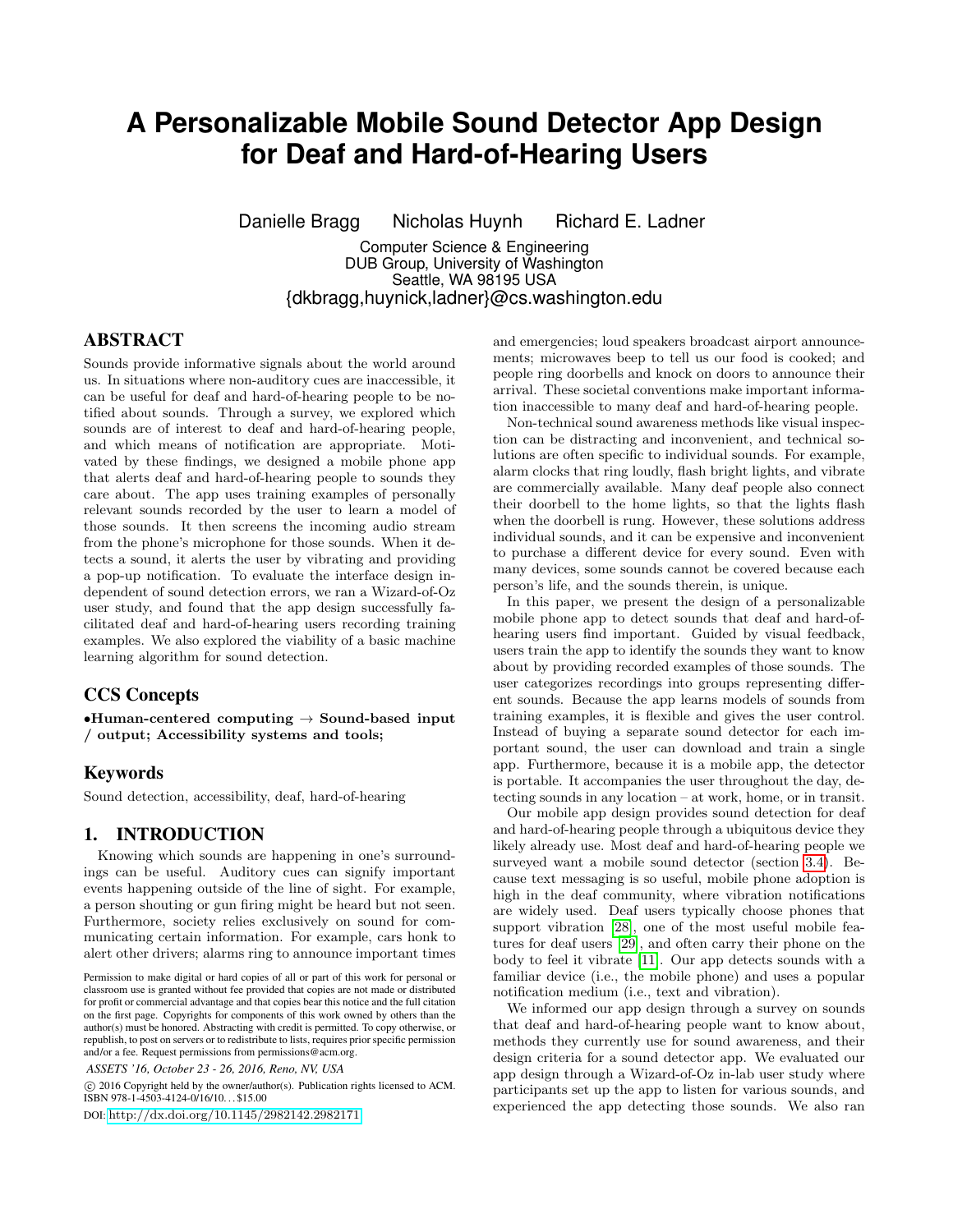# A Personalizable Mobile Sound Detector App Design for Deaf and Hard-of-Hearing Users

Danielle Bragg  Nicholas Huynh  Richard E. Ladner

Computer Science & Engineering
DUB Group, University of Washington
Seattle, WA 98195 USA
{dkbragg,huynick,ladner}@cs.washington.edu

## ABSTRACT

Sounds provide informative signals about the world around us. In situations where non-auditory cues are inaccessible, it can be useful for deaf and hard-of-hearing people to be notified about sounds. Through a survey, we explored which sounds are of interest to deaf and hard-of-hearing people, and which means of notification are appropriate. Motivated by these findings, we designed a mobile phone app that alerts deaf and hard-of-hearing people to sounds they care about. The app uses training examples of personally relevant sounds recorded by the user to learn a model of those sounds. It then screens the incoming audio stream from the phone's microphone for those sounds. When it detects a sound, it alerts the user by vibrating and providing a pop-up notification. To evaluate the interface design independent of sound detection errors, we ran a Wizard-of-Oz user study, and found that the app design successfully facilitated deaf and hard-of-hearing users recording training examples. We also explored the viability of a basic machine learning algorithm for sound detection.

## CCS Concepts

•**Human-centered computing → Sound-based input / output; Accessibility systems and tools;**

## Keywords

Sound detection, accessibility, deaf, hard-of-hearing

## 1. INTRODUCTION

Knowing which sounds are happening in one's surroundings can be useful. Auditory cues can signify important events happening outside of the line of sight. For example, a person shouting or gun firing might be heard but not seen. Furthermore, society relies exclusively on sound for communicating certain information. For example, cars honk to alert other drivers; alarms ring to announce important times and emergencies; loud speakers broadcast airport announcements; microwaves beep to tell us our food is cooked; and people ring doorbells and knock on doors to announce their arrival. These societal conventions make important information inaccessible to many deaf and hard-of-hearing people.

Non-technical sound awareness methods like visual inspection can be distracting and inconvenient, and technical solutions are often specific to individual sounds. For example, alarm clocks that ring loudly, flash bright lights, and vibrate are commercially available. Many deaf people also connect their doorbell to the home lights, so that the lights flash when the doorbell is rung. However, these solutions address individual sounds, and it can be expensive and inconvenient to purchase a different device for every sound. Even with many devices, some sounds cannot be covered because each person's life, and the sounds therein, is unique.

In this paper, we present the design of a personalizable mobile phone app to detect sounds that deaf and hard-of-hearing users find important. Guided by visual feedback, users train the app to identify the sounds they want to know about by providing recorded examples of those sounds. The user categorizes recordings into groups representing different sounds. Because the app learns models of sounds from training examples, it is flexible and gives the user control. Instead of buying a separate sound detector for each important sound, the user can download and train a single app. Furthermore, because it is a mobile app, the detector is portable. It accompanies the user throughout the day, detecting sounds in any location – at work, home, or in transit.

Our mobile app design provides sound detection for deaf and hard-of-hearing people through a ubiquitous device they likely already use. Most deaf and hard-of-hearing people we surveyed want a mobile sound detector (section 3.4). Because text messaging is so useful, mobile phone adoption is high in the deaf community, where vibration notifications are widely used. Deaf users typically choose phones that support vibration [28], one of the most useful mobile features for deaf users [29], and often carry their phone on the body to feel it vibrate [11]. Our app detects sounds with a familiar device (i.e., the mobile phone) and uses a popular notification medium (i.e., text and vibration).

We informed our app design through a survey on sounds that deaf and hard-of-hearing people want to know about, methods they currently use for sound awareness, and their design criteria for a sound detector app. We evaluated our app design through a Wizard-of-Oz in-lab user study where participants set up the app to listen for various sounds, and experienced the app detecting those sounds. We also ran

Permission to make digital or hard copies of all or part of this work for personal or classroom use is granted without fee provided that copies are not made or distributed for profit or commercial advantage and that copies bear this notice and the full citation on the first page. Copyrights for components of this work owned by others than the author(s) must be honored. Abstracting with credit is permitted. To copy otherwise, or republish, to post on servers or to redistribute to lists, requires prior specific permission and/or a fee. Request permissions from permissions@acm.org.

*ASSETS '16, October 23 - 26, 2016, Reno, NV, USA*

© 2016 Copyright held by the owner/author(s). Publication rights licensed to ACM. ISBN 978-1-4503-4124-0/16/10...$15.00

DOI: http://dx.doi.org/10.1145/2982142.2982171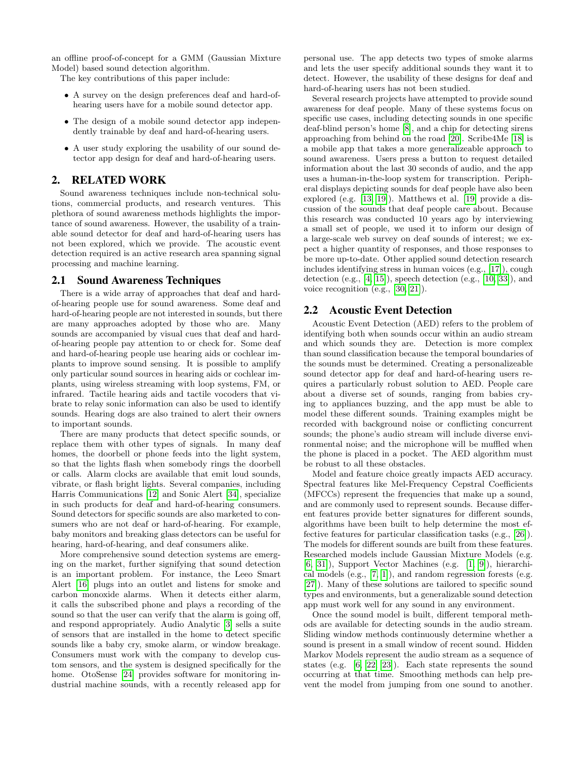an offline proof-of-concept for a GMM (Gaussian Mixture Model) based sound detection algorithm.

The key contributions of this paper include:

- A survey on the design preferences deaf and hard-of-hearing users have for a mobile sound detector app.
- The design of a mobile sound detector app independently trainable by deaf and hard-of-hearing users.
- A user study exploring the usability of our sound detector app design for deaf and hard-of-hearing users.

## 2. RELATED WORK

Sound awareness techniques include non-technical solutions, commercial products, and research ventures. This plethora of sound awareness methods highlights the importance of sound awareness. However, the usability of a trainable sound detector for deaf and hard-of-hearing users has not been explored, which we provide. The acoustic event detection required is an active research area spanning signal processing and machine learning.

### 2.1 Sound Awareness Techniques

There is a wide array of approaches that deaf and hard-of-hearing people use for sound awareness. Some deaf and hard-of-hearing people are not interested in sounds, but there are many approaches adopted by those who are. Many sounds are accompanied by visual cues that deaf and hard-of-hearing people pay attention to or check for. Some deaf and hard-of-hearing people use hearing aids or cochlear implants to improve sound sensing. It is possible to amplify only particular sound sources in hearing aids or cochlear implants, using wireless streaming with loop systems, FM, or infrared. Tactile hearing aids and tactile vocoders that vibrate to relay sonic information can also be used to identify sounds. Hearing dogs are also trained to alert their owners to important sounds.

There are many products that detect specific sounds, or replace them with other types of signals. In many deaf homes, the doorbell or phone feeds into the light system, so that the lights flash when somebody rings the doorbell or calls. Alarm clocks are available that emit loud sounds, vibrate, or flash bright lights. Several companies, including Harris Communications [12] and Sonic Alert [34], specialize in such products for deaf and hard-of-hearing consumers. Sound detectors for specific sounds are also marketed to consumers who are not deaf or hard-of-hearing. For example, baby monitors and breaking glass detectors can be useful for hearing, hard-of-hearing, and deaf consumers alike.

More comprehensive sound detection systems are emerging on the market, further signifying that sound detection is an important problem. For instance, the Leeo Smart Alert [16] plugs into an outlet and listens for smoke and carbon monoxide alarms. When it detects either alarm, it calls the subscribed phone and plays a recording of the sound so that the user can verify that the alarm is going off, and respond appropriately. Audio Analytic [3] sells a suite of sensors that are installed in the home to detect specific sounds like a baby cry, smoke alarm, or window breakage. Consumers must work with the company to develop custom sensors, and the system is designed specifically for the home. OtoSense [24] provides software for monitoring industrial machine sounds, with a recently released app for personal use. The app detects two types of smoke alarms and lets the user specify additional sounds they want it to detect. However, the usability of these designs for deaf and hard-of-hearing users has not been studied.

Several research projects have attempted to provide sound awareness for deaf people. Many of these systems focus on specific use cases, including detecting sounds in one specific deaf-blind person's home [8], and a chip for detecting sirens approaching from behind on the road [20]. Scribe4Me [18] is a mobile app that takes a more generalizeable approach to sound awareness. Users press a button to request detailed information about the last 30 seconds of audio, and the app uses a human-in-the-loop system for transcription. Peripheral displays depicting sounds for deaf people have also been explored (e.g. [13, 19]). Matthews et al. [19] provide a discussion of the sounds that deaf people care about. Because this research was conducted 10 years ago by interviewing a small set of people, we used it to inform our design of a large-scale web survey on deaf sounds of interest; we expect a higher quantity of responses, and those responses to be more up-to-date. Other applied sound detection research includes identifying stress in human voices (e.g., [17]), cough detection (e.g., [4, 15]), speech detection (e.g., [10, 33]), and voice recognition (e.g., [30, 21]).

### 2.2 Acoustic Event Detection

Acoustic Event Detection (AED) refers to the problem of identifying both when sounds occur within an audio stream and which sounds they are. Detection is more complex than sound classification because the temporal boundaries of the sounds must be determined. Creating a personalizeable sound detector app for deaf and hard-of-hearing users requires a particularly robust solution to AED. People care about a diverse set of sounds, ranging from babies crying to appliances buzzing, and the app must be able to model these different sounds. Training examples might be recorded with background noise or conflicting concurrent sounds; the phone's audio stream will include diverse environmental noise; and the microphone will be muffled when the phone is placed in a pocket. The AED algorithm must be robust to all these obstacles.

Model and feature choice greatly impacts AED accuracy. Spectral features like Mel-Frequency Cepstral Coefficients (MFCCs) represent the frequencies that make up a sound, and are commonly used to represent sounds. Because different features provide better signatures for different sounds, algorithms have been built to help determine the most effective features for particular classification tasks (e.g., [26]). The models for different sounds are built from these features. Researched models include Gaussian Mixture Models (e.g. [6, 31]), Support Vector Machines (e.g. [1, 9]), hierarchical models (e.g., [7, 1]), and random regression forests (e.g. [27]). Many of these solutions are tailored to specific sound types and environments, but a generalizable sound detection app must work well for any sound in any environment.

Once the sound model is built, different temporal methods are available for detecting sounds in the audio stream. Sliding window methods continuously determine whether a sound is present in a small window of recent sound. Hidden Markov Models represent the audio stream as a sequence of states (e.g. [6, 22, 23]). Each state represents the sound occurring at that time. Smoothing methods can help prevent the model from jumping from one sound to another.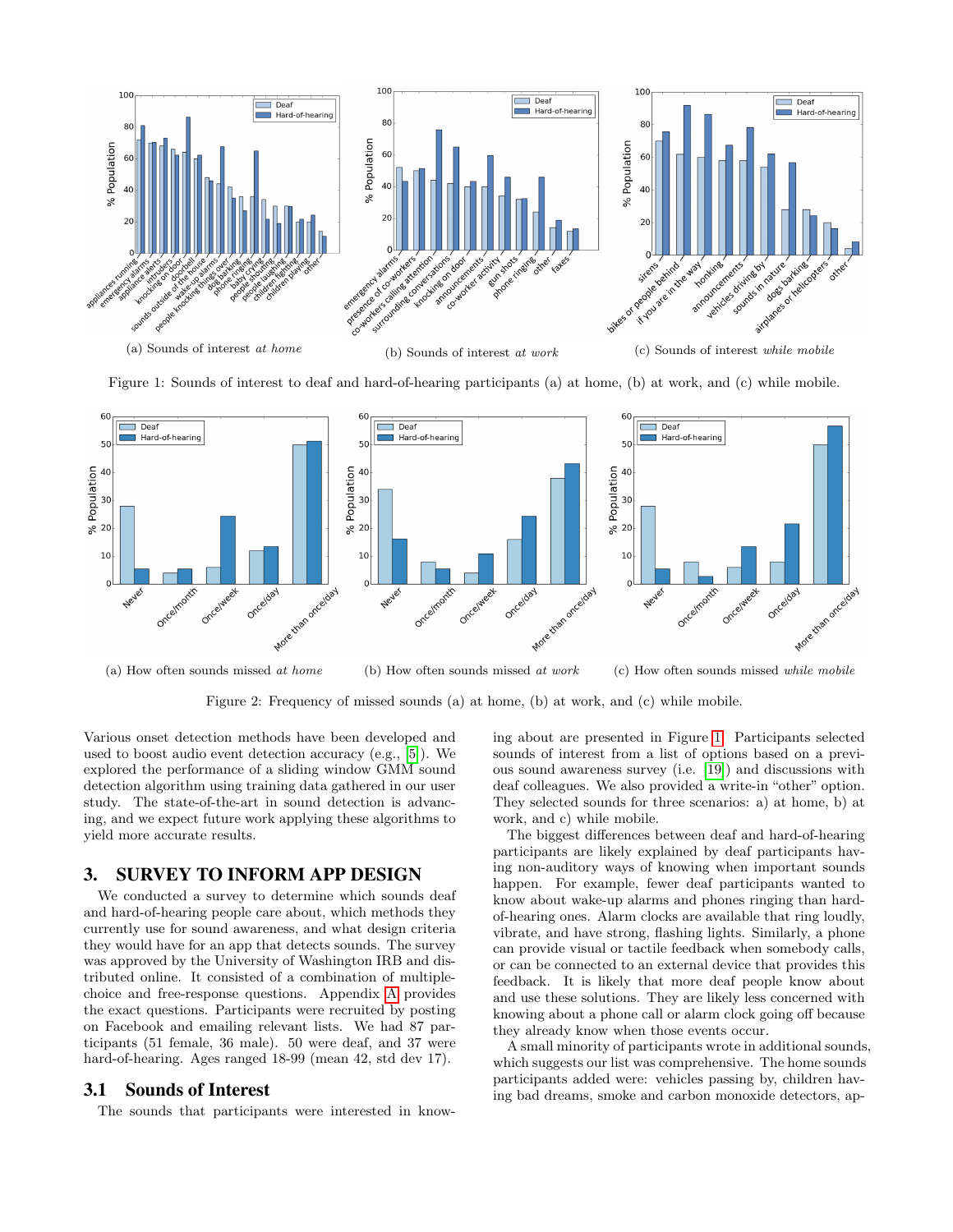Figure 1: Sounds of interest to deaf and hard-of-hearing participants (a) at home, (b) at work, and (c) while mobile.

(a) Sounds of interest *at home*

(b) Sounds of interest *at work*

(c) Sounds of interest *while mobile*

Figure 2: Frequency of missed sounds (a) at home, (b) at work, and (c) while mobile.

(a) How often sounds missed *at home*

(b) How often sounds missed *at work*

(c) How often sounds missed *while mobile*

Various onset detection methods have been developed and used to boost audio event detection accuracy (e.g., [5]). We explored the performance of a sliding window GMM sound detection algorithm using training data gathered in our user study. The state-of-the-art in sound detection is advancing, and we expect future work applying these algorithms to yield more accurate results.

## 3. SURVEY TO INFORM APP DESIGN

We conducted a survey to determine which sounds deaf and hard-of-hearing people care about, which methods they currently use for sound awareness, and what design criteria they would have for an app that detects sounds. The survey was approved by the University of Washington IRB and distributed online. It consisted of a combination of multiple-choice and free-response questions. Appendix A provides the exact questions. Participants were recruited by posting on Facebook and emailing relevant lists. We had 87 participants (51 female, 36 male). 50 were deaf, and 37 were hard-of-hearing. Ages ranged 18-99 (mean 42, std dev 17).

### 3.1 Sounds of Interest

The sounds that participants were interested in knowing about are presented in Figure 1. Participants selected sounds of interest from a list of options based on a previous sound awareness survey (i.e. [19]) and discussions with deaf colleagues. We also provided a write-in "other" option. They selected sounds for three scenarios: a) at home, b) at work, and c) while mobile.

The biggest differences between deaf and hard-of-hearing participants are likely explained by deaf participants having non-auditory ways of knowing when important sounds happen. For example, fewer deaf participants wanted to know about wake-up alarms and phones ringing than hard-of-hearing ones. Alarm clocks are available that ring loudly, vibrate, and have strong, flashing lights. Similarly, a phone can provide visual or tactile feedback when somebody calls, or can be connected to an external device that provides this feedback. It is likely that more deaf people know about and use these solutions. They are likely less concerned with knowing about a phone call or alarm clock going off because they already know when those events occur.

A small minority of participants wrote in additional sounds, which suggests our list was comprehensive. The home sounds participants added were: vehicles passing by, children having bad dreams, smoke and carbon monoxide detectors, ap-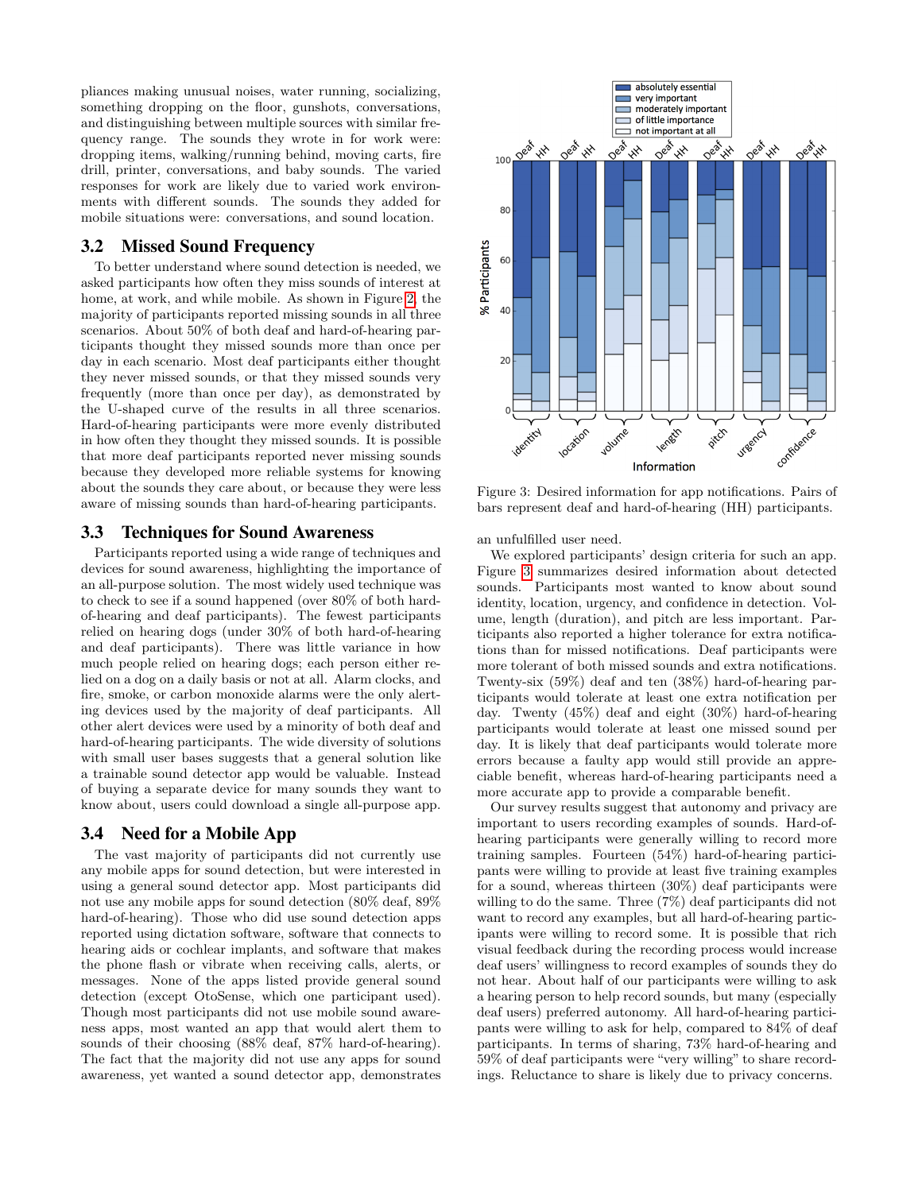pliances making unusual noises, water running, socializing, something dropping on the floor, gunshots, conversations, and distinguishing between multiple sources with similar frequency range. The sounds they wrote in for work were: dropping items, walking/running behind, moving carts, fire drill, printer, conversations, and baby sounds. The varied responses for work are likely due to varied work environments with different sounds. The sounds they added for mobile situations were: conversations, and sound location.

## 3.2 Missed Sound Frequency

To better understand where sound detection is needed, we asked participants how often they miss sounds of interest at home, at work, and while mobile. As shown in Figure 2, the majority of participants reported missing sounds in all three scenarios. About 50% of both deaf and hard-of-hearing participants thought they missed sounds more than once per day in each scenario. Most deaf participants either thought they never missed sounds, or that they missed sounds very frequently (more than once per day), as demonstrated by the U-shaped curve of the results in all three scenarios. Hard-of-hearing participants were more evenly distributed in how often they thought they missed sounds. It is possible that more deaf participants reported never missing sounds because they developed more reliable systems for knowing about the sounds they care about, or because they were less aware of missing sounds than hard-of-hearing participants.

## 3.3 Techniques for Sound Awareness

Participants reported using a wide range of techniques and devices for sound awareness, highlighting the importance of an all-purpose solution. The most widely used technique was to check to see if a sound happened (over 80% of both hard-of-hearing and deaf participants). The fewest participants relied on hearing dogs (under 30% of both hard-of-hearing and deaf participants). There was little variance in how much people relied on hearing dogs; each person either relied on a dog on a daily basis or not at all. Alarm clocks, and fire, smoke, or carbon monoxide alarms were the only alerting devices used by the majority of deaf participants. All other alert devices were used by a minority of both deaf and hard-of-hearing participants. The wide diversity of solutions with small user bases suggests that a general solution like a trainable sound detector app would be valuable. Instead of buying a separate device for many sounds they want to know about, users could download a single all-purpose app.

## 3.4 Need for a Mobile App

The vast majority of participants did not currently use any mobile apps for sound detection, but were interested in using a general sound detector app. Most participants did not use any mobile apps for sound detection (80% deaf, 89% hard-of-hearing). Those who did use sound detection apps reported using dictation software, software that connects to hearing aids or cochlear implants, and software that makes the phone flash or vibrate when receiving calls, alerts, or messages. None of the apps listed provide general sound detection (except OtoSense, which one participant used). Though most participants did not use mobile sound awareness apps, most wanted an app that would alert them to sounds of their choosing (88% deaf, 87% hard-of-hearing). The fact that the majority did not use any apps for sound awareness, yet wanted a sound detector app, demonstrates an unfulfilled user need.

Figure 3: Desired information for app notifications. Pairs of bars represent deaf and hard-of-hearing (HH) participants.

We explored participants' design criteria for such an app. Figure 3 summarizes desired information about detected sounds. Participants most wanted to know about sound identity, location, urgency, and confidence in detection. Volume, length (duration), and pitch are less important. Participants also reported a higher tolerance for extra notifications than for missed notifications. Deaf participants were more tolerant of both missed sounds and extra notifications. Twenty-six (59%) deaf and ten (38%) hard-of-hearing participants would tolerate at least one extra notification per day. Twenty (45%) deaf and eight (30%) hard-of-hearing participants would tolerate at least one missed sound per day. It is likely that deaf participants would tolerate more errors because a faulty app would still provide an appreciable benefit, whereas hard-of-hearing participants need a more accurate app to provide a comparable benefit.

Our survey results suggest that autonomy and privacy are important to users recording examples of sounds. Hard-of-hearing participants were generally willing to record more training samples. Fourteen (54%) hard-of-hearing participants were willing to provide at least five training examples for a sound, whereas thirteen (30%) deaf participants were willing to do the same. Three (7%) deaf participants did not want to record any examples, but all hard-of-hearing participants were willing to record some. It is possible that rich visual feedback during the recording process would increase deaf users' willingness to record examples of sounds they do not hear. About half of our participants were willing to ask a hearing person to help record sounds, but many (especially deaf users) preferred autonomy. All hard-of-hearing participants were willing to ask for help, compared to 84% of deaf participants. In terms of sharing, 73% hard-of-hearing and 59% of deaf participants were "very willing" to share recordings. Reluctance to share is likely due to privacy concerns.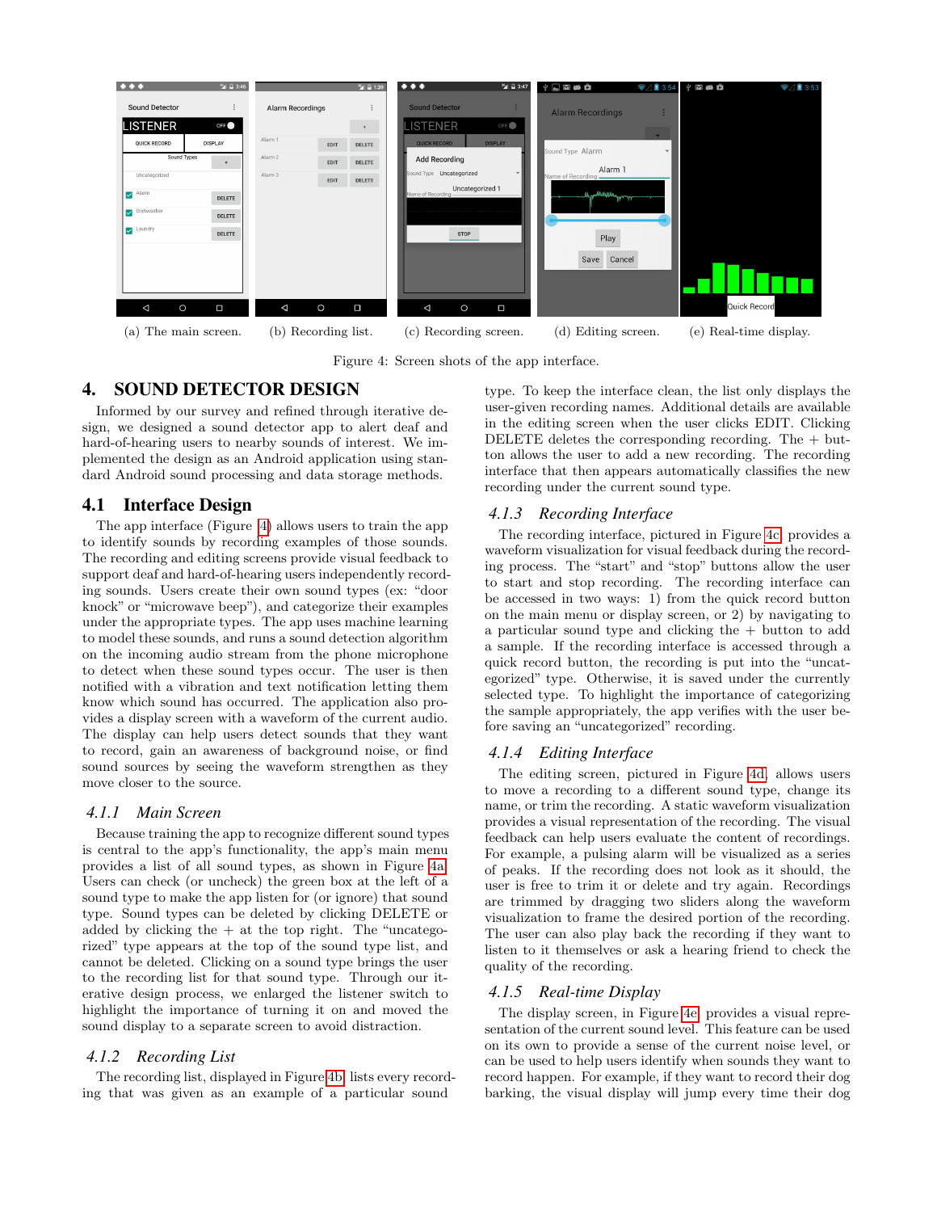(a) The main screen. (b) Recording list. (c) Recording screen. (d) Editing screen. (e) Real-time display.

Figure 4: Screen shots of the app interface.

# 4. SOUND DETECTOR DESIGN

Informed by our survey and refined through iterative design, we designed a sound detector app to alert deaf and hard-of-hearing users to nearby sounds of interest. We implemented the design as an Android application using standard Android sound processing and data storage methods.

## 4.1 Interface Design

The app interface (Figure 4) allows users to train the app to identify sounds by recording examples of those sounds. The recording and editing screens provide visual feedback to support deaf and hard-of-hearing users independently recording sounds. Users create their own sound types (ex: "door knock" or "microwave beep"), and categorize their examples under the appropriate types. The app uses machine learning to model these sounds, and runs a sound detection algorithm on the incoming audio stream from the phone microphone to detect when these sound types occur. The user is then notified with a vibration and text notification letting them know which sound has occurred. The application also provides a display screen with a waveform of the current audio. The display can help users detect sounds that they want to record, gain an awareness of background noise, or find sound sources by seeing the waveform strengthen as they move closer to the source.

### 4.1.1 Main Screen

Because training the app to recognize different sound types is central to the app's functionality, the app's main menu provides a list of all sound types, as shown in Figure 4a. Users can check (or uncheck) the green box at the left of a sound type to make the app listen for (or ignore) that sound type. Sound types can be deleted by clicking DELETE or added by clicking the + at the top right. The "uncategorized" type appears at the top of the sound type list, and cannot be deleted. Clicking on a sound type brings the user to the recording list for that sound type. Through our iterative design process, we enlarged the listener switch to highlight the importance of turning it on and moved the sound display to a separate screen to avoid distraction.

### 4.1.2 Recording List

The recording list, displayed in Figure 4b, lists every recording that was given as an example of a particular sound type. To keep the interface clean, the list only displays the user-given recording names. Additional details are available in the editing screen when the user clicks EDIT. Clicking DELETE deletes the corresponding recording. The + button allows the user to add a new recording. The recording interface that then appears automatically classifies the new recording under the current sound type.

### 4.1.3 Recording Interface

The recording interface, pictured in Figure 4c, provides a waveform visualization for visual feedback during the recording process. The "start" and "stop" buttons allow the user to start and stop recording. The recording interface can be accessed in two ways: 1) from the quick record button on the main menu or display screen, or 2) by navigating to a particular sound type and clicking the + button to add a sample. If the recording interface is accessed through a quick record button, the recording is put into the "uncategorized" type. Otherwise, it is saved under the currently selected type. To highlight the importance of categorizing the sample appropriately, the app verifies with the user before saving an "uncategorized" recording.

### 4.1.4 Editing Interface

The editing screen, pictured in Figure 4d, allows users to move a recording to a different sound type, change its name, or trim the recording. A static waveform visualization provides a visual representation of the recording. The visual feedback can help users evaluate the content of recordings. For example, a pulsing alarm will be visualized as a series of peaks. If the recording does not look as it should, the user is free to trim it or delete and try again. Recordings are trimmed by dragging two sliders along the waveform visualization to frame the desired portion of the recording. The user can also play back the recording if they want to listen to it themselves or ask a hearing friend to check the quality of the recording.

### 4.1.5 Real-time Display

The display screen, in Figure 4e, provides a visual representation of the current sound level. This feature can be used on its own to provide a sense of the current noise level, or can be used to help users identify when sounds they want to record happen. For example, if they want to record their dog barking, the visual display will jump every time their dog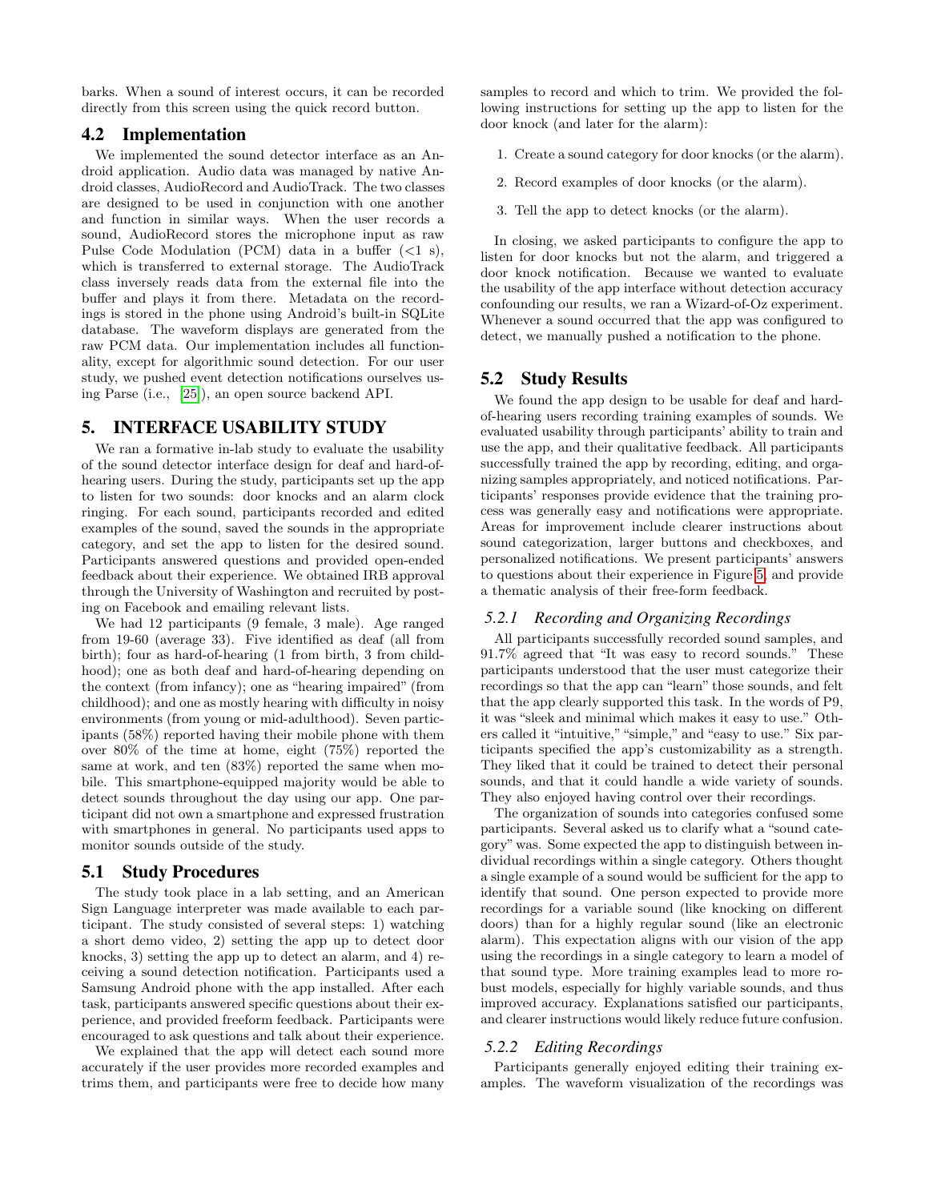barks. When a sound of interest occurs, it can be recorded directly from this screen using the quick record button.

## 4.2 Implementation

We implemented the sound detector interface as an Android application. Audio data was managed by native Android classes, AudioRecord and AudioTrack. The two classes are designed to be used in conjunction with one another and function in similar ways. When the user records a sound, AudioRecord stores the microphone input as raw Pulse Code Modulation (PCM) data in a buffer (<1 s), which is transferred to external storage. The AudioTrack class inversely reads data from the external file into the buffer and plays it from there. Metadata on the recordings is stored in the phone using Android's built-in SQLite database. The waveform displays are generated from the raw PCM data. Our implementation includes all functionality, except for algorithmic sound detection. For our user study, we pushed event detection notifications ourselves using Parse (i.e., [25]), an open source backend API.

# 5. INTERFACE USABILITY STUDY

We ran a formative in-lab study to evaluate the usability of the sound detector interface design for deaf and hard-of-hearing users. During the study, participants set up the app to listen for two sounds: door knocks and an alarm clock ringing. For each sound, participants recorded and edited examples of the sound, saved the sounds in the appropriate category, and set the app to listen for the desired sound. Participants answered questions and provided open-ended feedback about their experience. We obtained IRB approval through the University of Washington and recruited by posting on Facebook and emailing relevant lists.

We had 12 participants (9 female, 3 male). Age ranged from 19-60 (average 33). Five identified as deaf (all from birth); four as hard-of-hearing (1 from birth, 3 from childhood); one as both deaf and hard-of-hearing depending on the context (from infancy); one as "hearing impaired" (from childhood); and one as mostly hearing with difficulty in noisy environments (from young or mid-adulthood). Seven participants (58%) reported having their mobile phone with them over 80% of the time at home, eight (75%) reported the same at work, and ten (83%) reported the same when mobile. This smartphone-equipped majority would be able to detect sounds throughout the day using our app. One participant did not own a smartphone and expressed frustration with smartphones in general. No participants used apps to monitor sounds outside of the study.

## 5.1 Study Procedures

The study took place in a lab setting, and an American Sign Language interpreter was made available to each participant. The study consisted of several steps: 1) watching a short demo video, 2) setting the app up to detect door knocks, 3) setting the app up to detect an alarm, and 4) receiving a sound detection notification. Participants used a Samsung Android phone with the app installed. After each task, participants answered specific questions about their experience, and provided freeform feedback. Participants were encouraged to ask questions and talk about their experience.

We explained that the app will detect each sound more accurately if the user provides more recorded examples and trims them, and participants were free to decide how many samples to record and which to trim. We provided the following instructions for setting up the app to listen for the door knock (and later for the alarm):

1. Create a sound category for door knocks (or the alarm).
2. Record examples of door knocks (or the alarm).
3. Tell the app to detect knocks (or the alarm).

In closing, we asked participants to configure the app to listen for door knocks but not the alarm, and triggered a door knock notification. Because we wanted to evaluate the usability of the app interface without detection accuracy confounding our results, we ran a Wizard-of-Oz experiment. Whenever a sound occurred that the app was configured to detect, we manually pushed a notification to the phone.

## 5.2 Study Results

We found the app design to be usable for deaf and hard-of-hearing users recording training examples of sounds. We evaluated usability through participants' ability to train and use the app, and their qualitative feedback. All participants successfully trained the app by recording, editing, and organizing samples appropriately, and noticed notifications. Participants' responses provide evidence that the training process was generally easy and notifications were appropriate. Areas for improvement include clearer instructions about sound categorization, larger buttons and checkboxes, and personalized notifications. We present participants' answers to questions about their experience in Figure 5, and provide a thematic analysis of their free-form feedback.

### *5.2.1 Recording and Organizing Recordings*

All participants successfully recorded sound samples, and 91.7% agreed that "It was easy to record sounds." These participants understood that the user must categorize their recordings so that the app can "learn" those sounds, and felt that the app clearly supported this task. In the words of P9, it was "sleek and minimal which makes it easy to use." Others called it "intuitive," "simple," and "easy to use." Six participants specified the app's customizability as a strength. They liked that it could be trained to detect their personal sounds, and that it could handle a wide variety of sounds. They also enjoyed having control over their recordings.

The organization of sounds into categories confused some participants. Several asked us to clarify what a "sound category" was. Some expected the app to distinguish between individual recordings within a single category. Others thought a single example of a sound would be sufficient for the app to identify that sound. One person expected to provide more recordings for a variable sound (like knocking on different doors) than for a highly regular sound (like an electronic alarm). This expectation aligns with our vision of the app using the recordings in a single category to learn a model of that sound type. More training examples lead to more robust models, especially for highly variable sounds, and thus improved accuracy. Explanations satisfied our participants, and clearer instructions would likely reduce future confusion.

### *5.2.2 Editing Recordings*

Participants generally enjoyed editing their training examples. The waveform visualization of the recordings was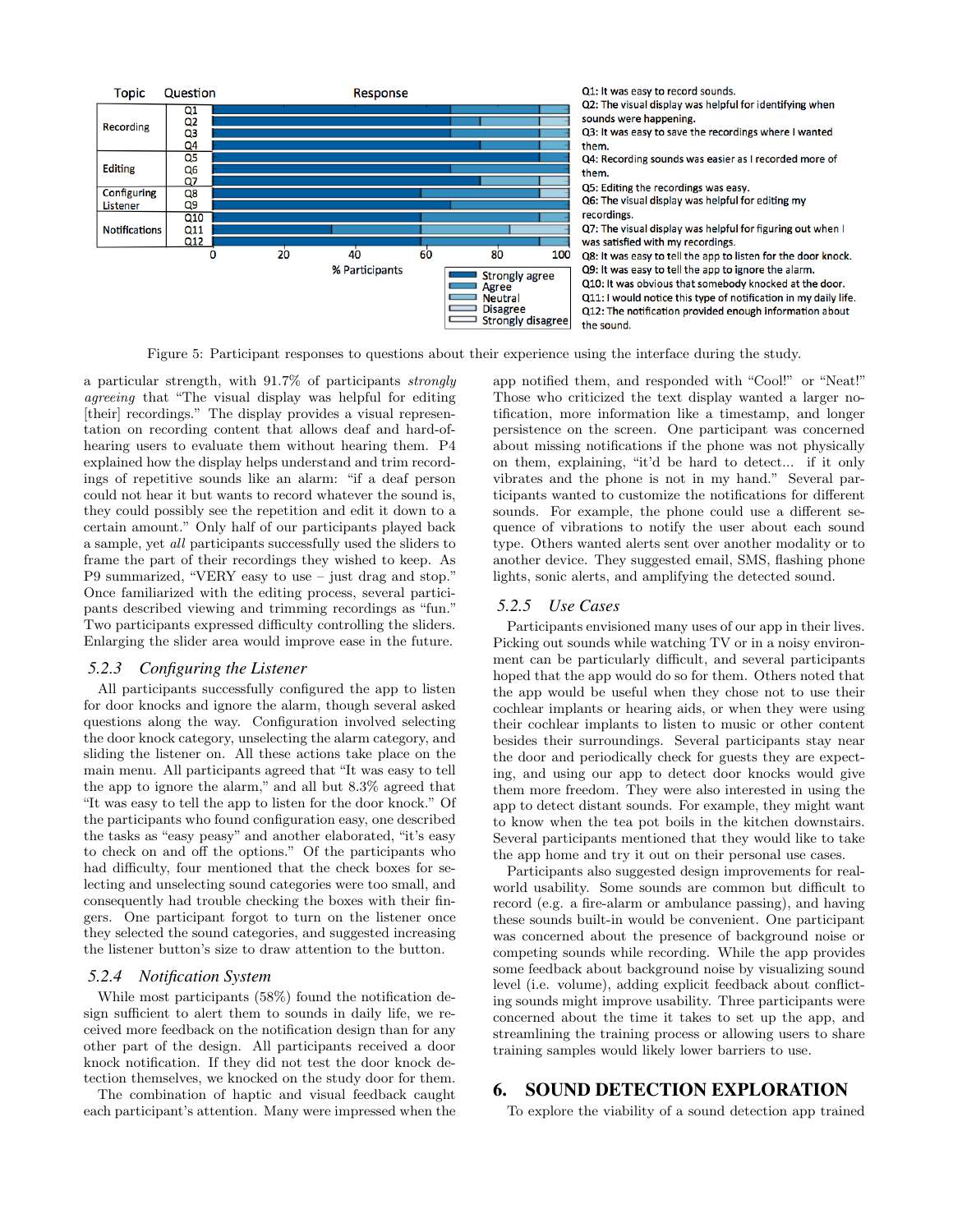Q1: It was easy to record sounds.
Q2: The visual display was helpful for identifying when sounds were happening.
Q3: It was easy to save the recordings where I wanted them.
Q4: Recording sounds was easier as I recorded more of them.
Q5: Editing the recordings was easy.
Q6: The visual display was helpful for editing my recordings.
Q7: The visual display was helpful for figuring out when I was satisfied with my recordings.
Q8: It was easy to tell the app to listen for the door knock.
Q9: It was easy to tell the app to ignore the alarm.
Q10: It was obvious that somebody knocked at the door.
Q11: I would notice this type of notification in my daily life.
Q12: The notification provided enough information about the sound.

Figure 5: Participant responses to questions about their experience using the interface during the study.

a particular strength, with 91.7% of participants *strongly agreeing* that "The visual display was helpful for editing [their] recordings." The display provides a visual representation on recording content that allows deaf and hard-of-hearing users to evaluate them without hearing them. P4 explained how the display helps understand and trim recordings of repetitive sounds like an alarm: "if a deaf person could not hear it but wants to record whatever the sound is, they could possibly see the repetition and edit it down to a certain amount." Only half of our participants played back a sample, yet *all* participants successfully used the sliders to frame the part of their recordings they wished to keep. As P9 summarized, "VERY easy to use – just drag and stop." Once familiarized with the editing process, several participants described viewing and trimming recordings as "fun." Two participants expressed difficulty controlling the sliders. Enlarging the slider area would improve ease in the future.

### 5.2.3 Configuring the Listener

All participants successfully configured the app to listen for door knocks and ignore the alarm, though several asked questions along the way. Configuration involved selecting the door knock category, unselecting the alarm category, and sliding the listener on. All these actions take place on the main menu. All participants agreed that "It was easy to tell the app to ignore the alarm," and all but 8.3% agreed that "It was easy to tell the app to listen for the door knock." Of the participants who found configuration easy, one described the tasks as "easy peasy" and another elaborated, "it's easy to check on and off the options." Of the participants who had difficulty, four mentioned that the check boxes for selecting and unselecting sound categories were too small, and consequently had trouble checking the boxes with their fingers. One participant forgot to turn on the listener once they selected the sound categories, and suggested increasing the listener button's size to draw attention to the button.

### 5.2.4 Notification System

While most participants (58%) found the notification design sufficient to alert them to sounds in daily life, we received more feedback on the notification design than for any other part of the design. All participants received a door knock notification. If they did not test the door knock detection themselves, we knocked on the study door for them.

The combination of haptic and visual feedback caught each participant's attention. Many were impressed when the app notified them, and responded with "Cool!" or "Neat!" Those who criticized the text display wanted a larger notification, more information like a timestamp, and longer persistence on the screen. One participant was concerned about missing notifications if the phone was not physically on them, explaining, "it'd be hard to detect... if it only vibrates and the phone is not in my hand." Several participants wanted to customize the notifications for different sounds. For example, the phone could use a different sequence of vibrations to notify the user about each sound type. Others wanted alerts sent over another modality or to another device. They suggested email, SMS, flashing phone lights, sonic alerts, and amplifying the detected sound.

### 5.2.5 Use Cases

Participants envisioned many uses of our app in their lives. Picking out sounds while watching TV or in a noisy environment can be particularly difficult, and several participants hoped that the app would do so for them. Others noted that the app would be useful when they chose not to use their cochlear implants or hearing aids, or when they were using their cochlear implants to listen to music or other content besides their surroundings. Several participants stay near the door and periodically check for guests they are expecting, and using our app to detect door knocks would give them more freedom. They were also interested in using the app to detect distant sounds. For example, they might want to know when the tea pot boils in the kitchen downstairs. Several participants mentioned that they would like to take the app home and try it out on their personal use cases.

Participants also suggested design improvements for real-world usability. Some sounds are common but difficult to record (e.g. a fire-alarm or ambulance passing), and having these sounds built-in would be convenient. One participant was concerned about the presence of background noise or competing sounds while recording. While the app provides some feedback about background noise by visualizing sound level (i.e. volume), adding explicit feedback about conflicting sounds might improve usability. Three participants were concerned about the time it takes to set up the app, and streamlining the training process or allowing users to share training samples would likely lower barriers to use.

## 6. SOUND DETECTION EXPLORATION

To explore the viability of a sound detection app trained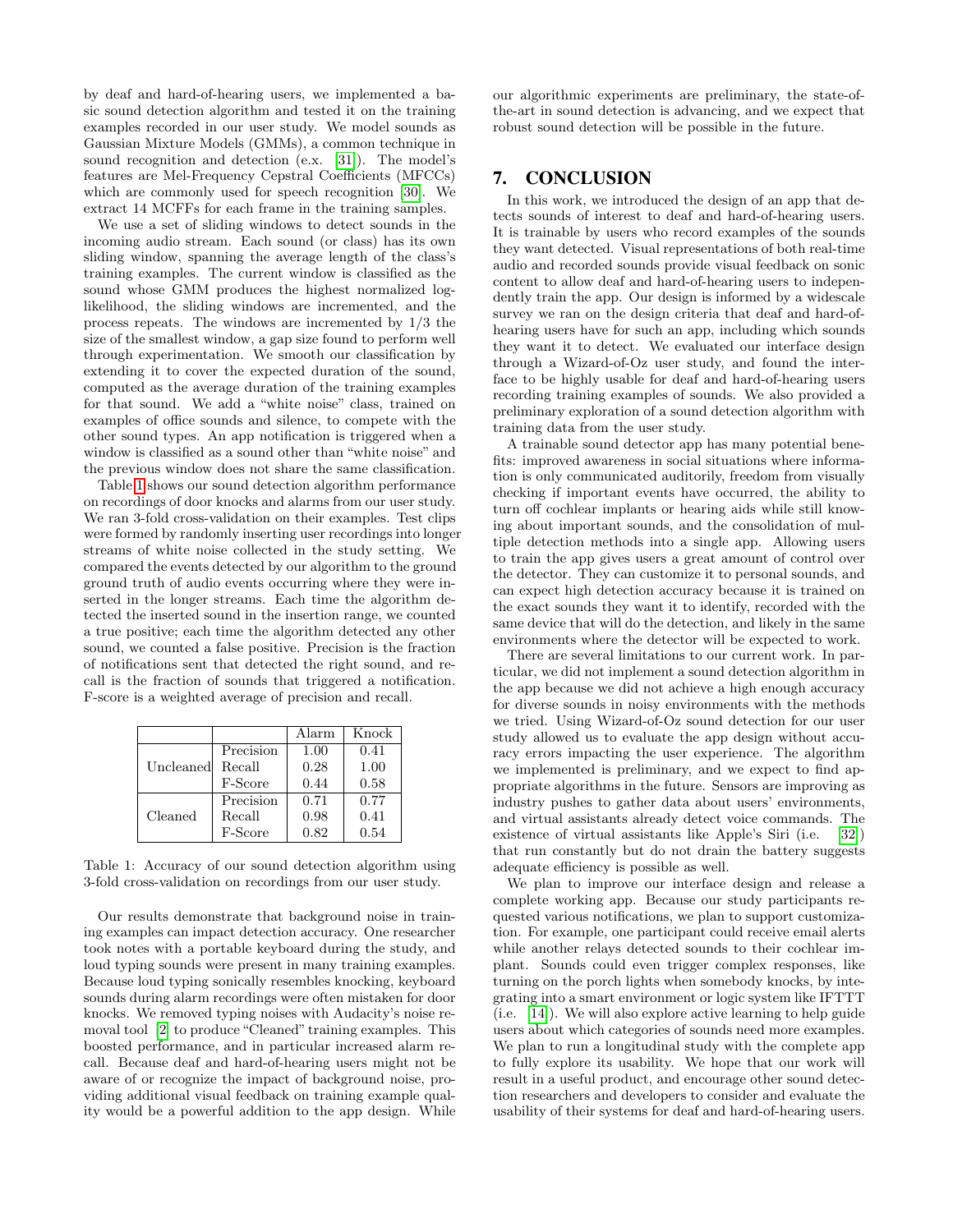by deaf and hard-of-hearing users, we implemented a basic sound detection algorithm and tested it on the training examples recorded in our user study. We model sounds as Gaussian Mixture Models (GMMs), a common technique in sound recognition and detection (e.x. [31]). The model's features are Mel-Frequency Cepstral Coefficients (MFCCs) which are commonly used for speech recognition [30]. We extract 14 MCFFs for each frame in the training samples.

We use a set of sliding windows to detect sounds in the incoming audio stream. Each sound (or class) has its own sliding window, spanning the average length of the class's training examples. The current window is classified as the sound whose GMM produces the highest normalized log-likelihood, the sliding windows are incremented, and the process repeats. The windows are incremented by 1/3 the size of the smallest window, a gap size found to perform well through experimentation. We smooth our classification by extending it to cover the expected duration of the sound, computed as the average duration of the training examples for that sound. We add a "white noise" class, trained on examples of office sounds and silence, to compete with the other sound types. An app notification is triggered when a window is classified as a sound other than "white noise" and the previous window does not share the same classification.

Table 1 shows our sound detection algorithm performance on recordings of door knocks and alarms from our user study. We ran 3-fold cross-validation on their examples. Test clips were formed by randomly inserting user recordings into longer streams of white noise collected in the study setting. We compared the events detected by our algorithm to the ground ground truth of audio events occurring where they were inserted in the longer streams. Each time the algorithm detected the inserted sound in the insertion range, we counted a true positive; each time the algorithm detected any other sound, we counted a false positive. Precision is the fraction of notifications sent that detected the right sound, and recall is the fraction of sounds that triggered a notification. F-score is a weighted average of precision and recall.

| | | Alarm | Knock |
|---|---|---|---|
| Uncleaned | Precision | 1.00 | 0.41 |
| | Recall | 0.28 | 1.00 |
| | F-Score | 0.44 | 0.58 |
| Cleaned | Precision | 0.71 | 0.77 |
| | Recall | 0.98 | 0.41 |
| | F-Score | 0.82 | 0.54 |

Table 1: Accuracy of our sound detection algorithm using 3-fold cross-validation on recordings from our user study.

Our results demonstrate that background noise in training examples can impact detection accuracy. One researcher took notes with a portable keyboard during the study, and loud typing sounds were present in many training examples. Because loud typing sonically resembles knocking, keyboard sounds during alarm recordings were often mistaken for door knocks. We removed typing noises with Audacity's noise removal tool [2] to produce "Cleaned" training examples. This boosted performance, and in particular increased alarm recall. Because deaf and hard-of-hearing users might not be aware of or recognize the impact of background noise, providing additional visual feedback on training example quality would be a powerful addition to the app design. While our algorithmic experiments are preliminary, the state-of-the-art in sound detection is advancing, and we expect that robust sound detection will be possible in the future.

## 7. CONCLUSION

In this work, we introduced the design of an app that detects sounds of interest to deaf and hard-of-hearing users. It is trainable by users who record examples of the sounds they want detected. Visual representations of both real-time audio and recorded sounds provide visual feedback on sonic content to allow deaf and hard-of-hearing users to independently train the app. Our design is informed by a widescale survey we ran on the design criteria that deaf and hard-of-hearing users have for such an app, including which sounds they want it to detect. We evaluated our interface design through a Wizard-of-Oz user study, and found the interface to be highly usable for deaf and hard-of-hearing users recording training examples of sounds. We also provided a preliminary exploration of a sound detection algorithm with training data from the user study.

A trainable sound detector app has many potential benefits: improved awareness in social situations where information is only communicated auditorily, freedom from visually checking if important events have occurred, the ability to turn off cochlear implants or hearing aids while still knowing about important sounds, and the consolidation of multiple detection methods into a single app. Allowing users to train the app gives users a great amount of control over the detector. They can customize it to personal sounds, and can expect high detection accuracy because it is trained on the exact sounds they want it to identify, recorded with the same device that will do the detection, and likely in the same environments where the detector will be expected to work.

There are several limitations to our current work. In particular, we did not implement a sound detection algorithm in the app because we did not achieve a high enough accuracy for diverse sounds in noisy environments with the methods we tried. Using Wizard-of-Oz sound detection for our user study allowed us to evaluate the app design without accuracy errors impacting the user experience. The algorithm we implemented is preliminary, and we expect to find appropriate algorithms in the future. Sensors are improving as industry pushes to gather data about users' environments, and virtual assistants already detect voice commands. The existence of virtual assistants like Apple's Siri (i.e. [32]) that run constantly but do not drain the battery suggests adequate efficiency is possible as well.

We plan to improve our interface design and release a complete working app. Because our study participants requested various notifications, we plan to support customization. For example, one participant could receive email alerts while another relays detected sounds to their cochlear implant. Sounds could even trigger complex responses, like turning on the porch lights when somebody knocks, by integrating into a smart environment or logic system like IFTTT (i.e. [14]). We will also explore active learning to help guide users about which categories of sounds need more examples. We plan to run a longitudinal study with the complete app to fully explore its usability. We hope that our work will result in a useful product, and encourage other sound detection researchers and developers to consider and evaluate the usability of their systems for deaf and hard-of-hearing users.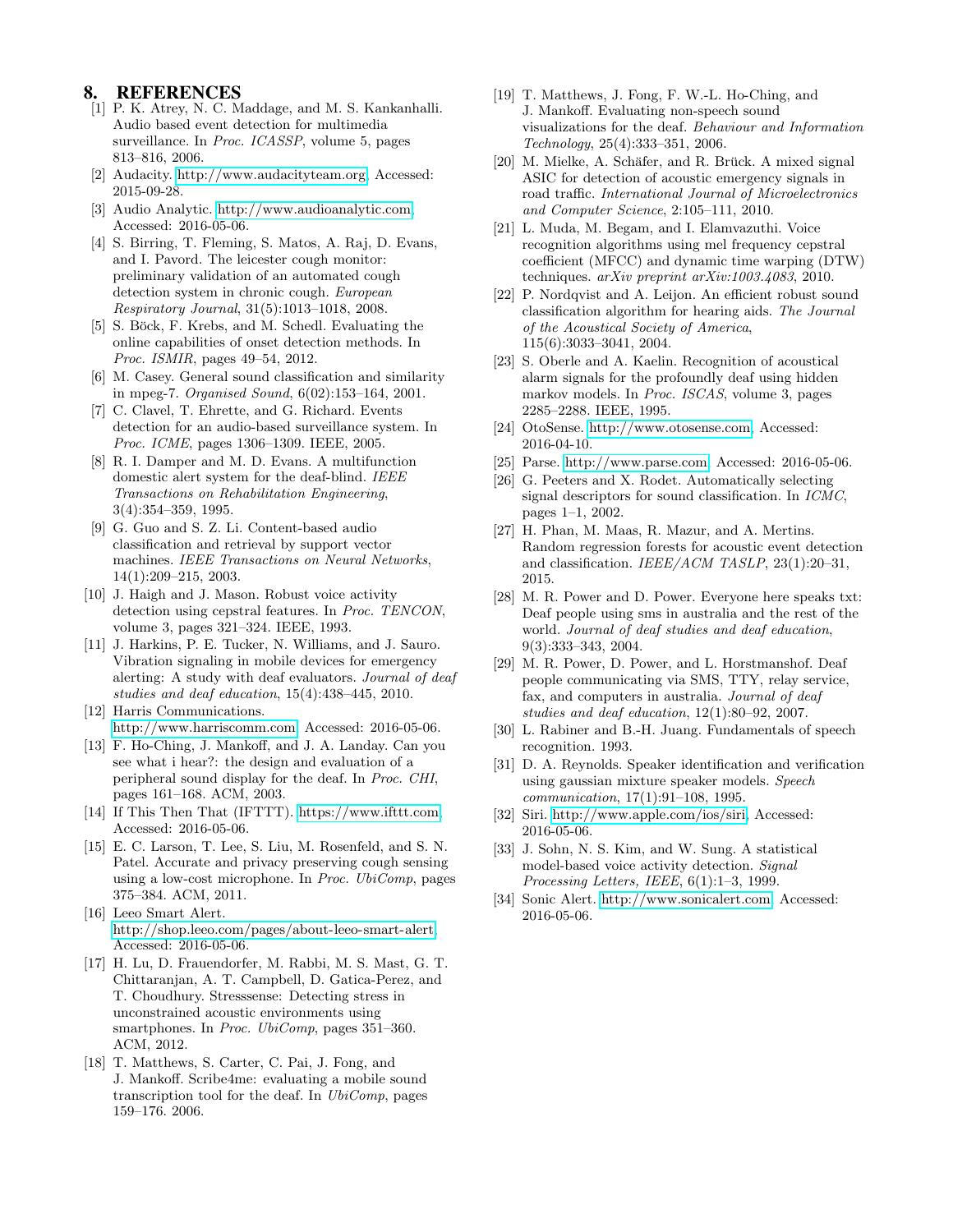## 8. REFERENCES

[1] P. K. Atrey, N. C. Maddage, and M. S. Kankanhalli. Audio based event detection for multimedia surveillance. In *Proc. ICASSP*, volume 5, pages 813–816, 2006.

[2] Audacity. http://www.audacityteam.org. Accessed: 2015-09-28.

[3] Audio Analytic. http://www.audioanalytic.com. Accessed: 2016-05-06.

[4] S. Birring, T. Fleming, S. Matos, A. Raj, D. Evans, and I. Pavord. The leicester cough monitor: preliminary validation of an automated cough detection system in chronic cough. *European Respiratory Journal*, 31(5):1013–1018, 2008.

[5] S. Böck, F. Krebs, and M. Schedl. Evaluating the online capabilities of onset detection methods. In *Proc. ISMIR*, pages 49–54, 2012.

[6] M. Casey. General sound classification and similarity in mpeg-7. *Organised Sound*, 6(02):153–164, 2001.

[7] C. Clavel, T. Ehrette, and G. Richard. Events detection for an audio-based surveillance system. In *Proc. ICME*, pages 1306–1309. IEEE, 2005.

[8] R. I. Damper and M. D. Evans. A multifunction domestic alert system for the deaf-blind. *IEEE Transactions on Rehabilitation Engineering*, 3(4):354–359, 1995.

[9] G. Guo and S. Z. Li. Content-based audio classification and retrieval by support vector machines. *IEEE Transactions on Neural Networks*, 14(1):209–215, 2003.

[10] J. Haigh and J. Mason. Robust voice activity detection using cepstral features. In *Proc. TENCON*, volume 3, pages 321–324. IEEE, 1993.

[11] J. Harkins, P. E. Tucker, N. Williams, and J. Sauro. Vibration signaling in mobile devices for emergency alerting: A study with deaf evaluators. *Journal of deaf studies and deaf education*, 15(4):438–445, 2010.

[12] Harris Communications. http://www.harriscomm.com. Accessed: 2016-05-06.

[13] F. Ho-Ching, J. Mankoff, and J. A. Landay. Can you see what i hear?: the design and evaluation of a peripheral sound display for the deaf. In *Proc. CHI*, pages 161–168. ACM, 2003.

[14] If This Then That (IFTTT). https://www.ifttt.com. Accessed: 2016-05-06.

[15] E. C. Larson, T. Lee, S. Liu, M. Rosenfeld, and S. N. Patel. Accurate and privacy preserving cough sensing using a low-cost microphone. In *Proc. UbiComp*, pages 375–384. ACM, 2011.

[16] Leeo Smart Alert. http://shop.leeo.com/pages/about-leeo-smart-alert. Accessed: 2016-05-06.

[17] H. Lu, D. Frauendorfer, M. Rabbi, M. S. Mast, G. T. Chittaranjan, A. T. Campbell, D. Gatica-Perez, and T. Choudhury. Stresssense: Detecting stress in unconstrained acoustic environments using smartphones. In *Proc. UbiComp*, pages 351–360. ACM, 2012.

[18] T. Matthews, S. Carter, C. Pai, J. Fong, and J. Mankoff. Scribe4me: evaluating a mobile sound transcription tool for the deaf. In *UbiComp*, pages 159–176. 2006.

[19] T. Matthews, J. Fong, F. W.-L. Ho-Ching, and J. Mankoff. Evaluating non-speech sound visualizations for the deaf. *Behaviour and Information Technology*, 25(4):333–351, 2006.

[20] M. Mielke, A. Schäfer, and R. Brück. A mixed signal ASIC for detection of acoustic emergency signals in road traffic. *International Journal of Microelectronics and Computer Science*, 2:105–111, 2010.

[21] L. Muda, M. Begam, and I. Elamvazuthi. Voice recognition algorithms using mel frequency cepstral coefficient (MFCC) and dynamic time warping (DTW) techniques. *arXiv preprint arXiv:1003.4083*, 2010.

[22] P. Nordqvist and A. Leijon. An efficient robust sound classification algorithm for hearing aids. *The Journal of the Acoustical Society of America*, 115(6):3033–3041, 2004.

[23] S. Oberle and A. Kaelin. Recognition of acoustical alarm signals for the profoundly deaf using hidden markov models. In *Proc. ISCAS*, volume 3, pages 2285–2288. IEEE, 1995.

[24] OtoSense. http://www.otosense.com. Accessed: 2016-04-10.

[25] Parse. http://www.parse.com. Accessed: 2016-05-06.

[26] G. Peeters and X. Rodet. Automatically selecting signal descriptors for sound classification. In *ICMC*, pages 1–1, 2002.

[27] H. Phan, M. Maas, R. Mazur, and A. Mertins. Random regression forests for acoustic event detection and classification. *IEEE/ACM TASLP*, 23(1):20–31, 2015.

[28] M. R. Power and D. Power. Everyone here speaks txt: Deaf people using sms in australia and the rest of the world. *Journal of deaf studies and deaf education*, 9(3):333–343, 2004.

[29] M. R. Power, D. Power, and L. Horstmanshof. Deaf people communicating via SMS, TTY, relay service, fax, and computers in australia. *Journal of deaf studies and deaf education*, 12(1):80–92, 2007.

[30] L. Rabiner and B.-H. Juang. Fundamentals of speech recognition. 1993.

[31] D. A. Reynolds. Speaker identification and verification using gaussian mixture speaker models. *Speech communication*, 17(1):91–108, 1995.

[32] Siri. http://www.apple.com/ios/siri. Accessed: 2016-05-06.

[33] J. Sohn, N. S. Kim, and W. Sung. A statistical model-based voice activity detection. *Signal Processing Letters, IEEE*, 6(1):1–3, 1999.

[34] Sonic Alert. http://www.sonicalert.com. Accessed: 2016-05-06.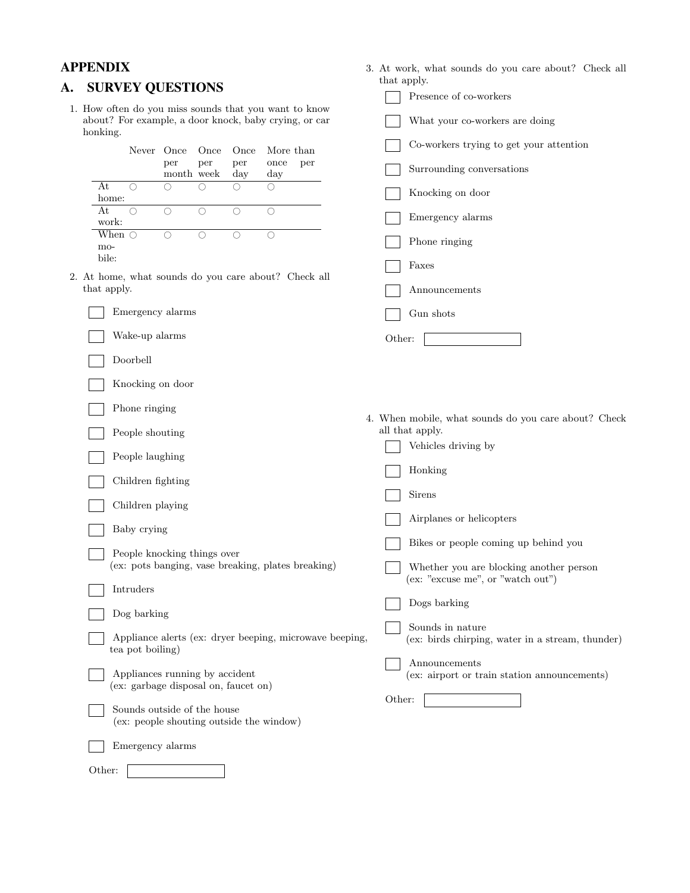# APPENDIX

## A. SURVEY QUESTIONS

1. How often do you miss sounds that you want to know about? For example, a door knock, baby crying, or car honking.

| | Never | Once per month | Once per week | Once per day | More than once per day |
|---|---|---|---|---|---|
| At home: | ○ | ○ | ○ | ○ | ○ |
| At work: | ○ | ○ | ○ | ○ | ○ |
| When mobile: | ○ | ○ | ○ | ○ | ○ |

2. At home, what sounds do you care about? Check all that apply.

   - ☐ Emergency alarms
   - ☐ Wake-up alarms
   - ☐ Doorbell
   - ☐ Knocking on door
   - ☐ Phone ringing
   - ☐ People shouting
   - ☐ People laughing
   - ☐ Children fighting
   - ☐ Children playing
   - ☐ Baby crying
   - ☐ People knocking things over (ex: pots banging, vase breaking, plates breaking)
   - ☐ Intruders
   - ☐ Dog barking
   - ☐ Appliance alerts (ex: dryer beeping, microwave beeping, tea pot boiling)
   - ☐ Appliances running by accident (ex: garbage disposal on, faucet on)
   - ☐ Sounds outside of the house (ex: people shouting outside the window)
   - ☐ Emergency alarms

   Other: ☐

3. At work, what sounds do you care about? Check all that apply.

   - ☐ Presence of co-workers
   - ☐ What your co-workers are doing
   - ☐ Co-workers trying to get your attention
   - ☐ Surrounding conversations
   - ☐ Knocking on door
   - ☐ Emergency alarms
   - ☐ Phone ringing
   - ☐ Faxes
   - ☐ Announcements
   - ☐ Gun shots

   Other: ☐

4. When mobile, what sounds do you care about? Check all that apply.

   - ☐ Vehicles driving by
   - ☐ Honking
   - ☐ Sirens
   - ☐ Airplanes or helicopters
   - ☐ Bikes or people coming up behind you
   - ☐ Whether you are blocking another person (ex: "excuse me", or "watch out")
   - ☐ Dogs barking
   - ☐ Sounds in nature (ex: birds chirping, water in a stream, thunder)
   - ☐ Announcements (ex: airport or train station announcements)

   Other: ☐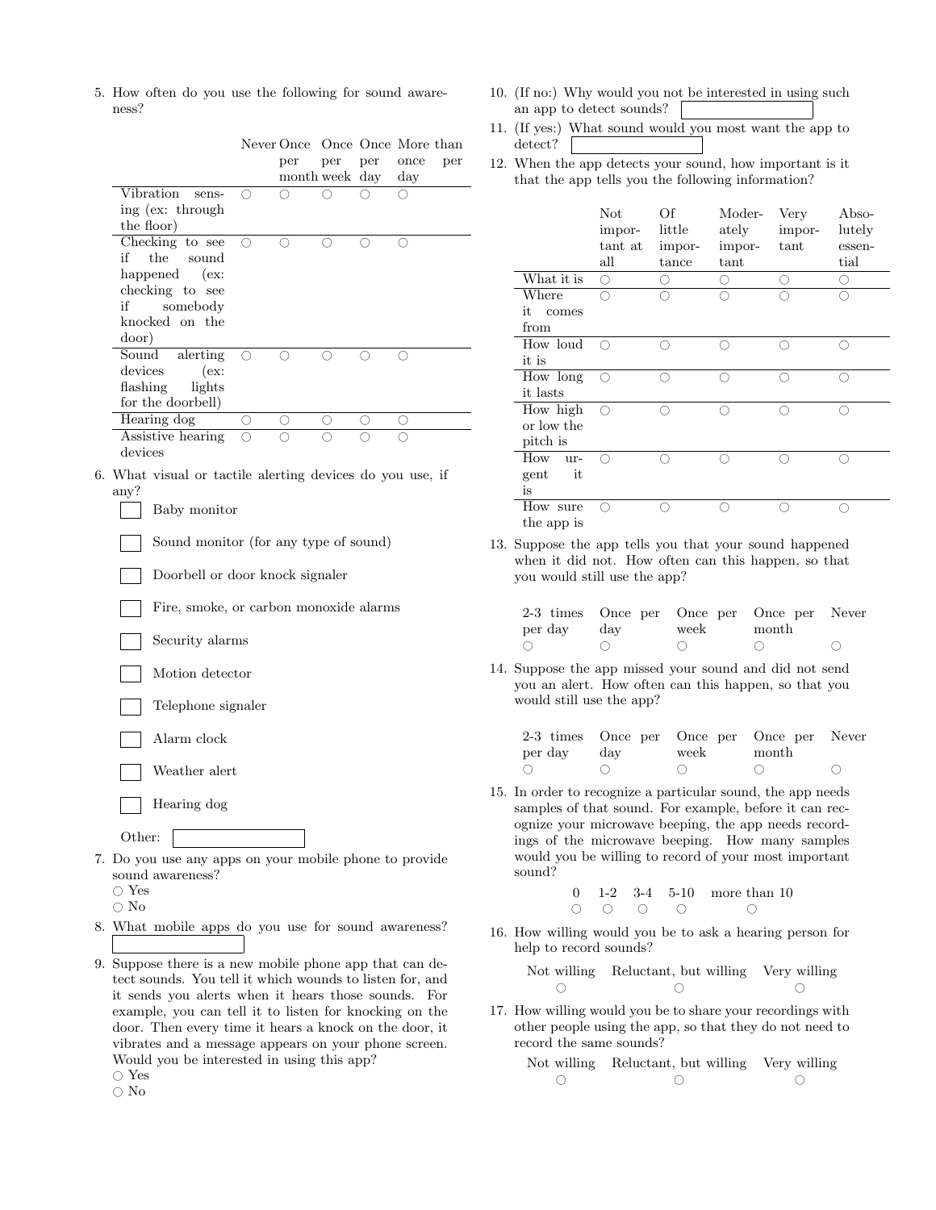5. How often do you use the following for sound awareness?

| | Never | Once per month | Once per week | Once per day | More than once per day |
|---|---|---|---|---|---|
| Vibration sensing (ex: through the floor) | ○ | ○ | ○ | ○ | ○ |
| Checking to see if the sound happened (ex: checking to see if somebody knocked on the door) | ○ | ○ | ○ | ○ | ○ |
| Sound alerting devices (ex: flashing lights for the doorbell) | ○ | ○ | ○ | ○ | ○ |
| Hearing dog | ○ | ○ | ○ | ○ | ○ |
| Assistive hearing devices | ○ | ○ | ○ | ○ | ○ |

6. What visual or tactile alerting devices do you use, if any?

   - ☐ Baby monitor
   - ☐ Sound monitor (for any type of sound)
   - ☐ Doorbell or door knock signaler
   - ☐ Fire, smoke, or carbon monoxide alarms
   - ☐ Security alarms
   - ☐ Motion detector
   - ☐ Telephone signaler
   - ☐ Alarm clock
   - ☐ Weather alert
   - ☐ Hearing dog

   Other: [ ]

7. Do you use any apps on your mobile phone to provide sound awareness?
   ○ Yes
   ○ No

8. What mobile apps do you use for sound awareness? [ ]

9. Suppose there is a new mobile phone app that can detect sounds. You tell it which wounds to listen for, and it sends you alerts when it hears those sounds. For example, you can tell it to listen for knocking on the door. Then every time it hears a knock on the door, it vibrates and a message appears on your phone screen. Would you be interested in using this app?
   ○ Yes
   ○ No

10. (If no:) Why would you not be interested in using such an app to detect sounds? [ ]

11. (If yes:) What sound would you most want the app to detect? [ ]

12. When the app detects your sound, how important is it that the app tells you the following information?

| | Not important at all | Of little importance | Moderately important | Very important | Absolutely essential |
|---|---|---|---|---|---|
| What it is | ○ | ○ | ○ | ○ | ○ |
| Where it comes from | ○ | ○ | ○ | ○ | ○ |
| How loud it is | ○ | ○ | ○ | ○ | ○ |
| How long it lasts | ○ | ○ | ○ | ○ | ○ |
| How high or low the pitch is | ○ | ○ | ○ | ○ | ○ |
| How urgent it is | ○ | ○ | ○ | ○ | ○ |
| How sure the app is | ○ | ○ | ○ | ○ | ○ |

13. Suppose the app tells you that your sound happened when it did not. How often can this happen, so that you would still use the app?

| 2-3 times per day | Once per day | Once per week | Once per month | Never |
|---|---|---|---|---|
| ○ | ○ | ○ | ○ | ○ |

14. Suppose the app missed your sound and did not send you an alert. How often can this happen, so that you would still use the app?

| 2-3 times per day | Once per day | Once per week | Once per month | Never |
|---|---|---|---|---|
| ○ | ○ | ○ | ○ | ○ |

15. In order to recognize a particular sound, the app needs samples of that sound. For example, before it can recognize your microwave beeping, the app needs recordings of the microwave beeping. How many samples would you be willing to record of your most important sound?

| 0 | 1-2 | 3-4 | 5-10 | more than 10 |
|---|---|---|---|---|
| ○ | ○ | ○ | ○ | ○ |

16. How willing would you be to ask a hearing person for help to record sounds?

| Not willing | Reluctant, but willing | Very willing |
|---|---|---|
| ○ | ○ | ○ |

17. How willing would you be to share your recordings with other people using the app, so that they do not need to record the same sounds?

| Not willing | Reluctant, but willing | Very willing |
|---|---|---|
| ○ | ○ | ○ |